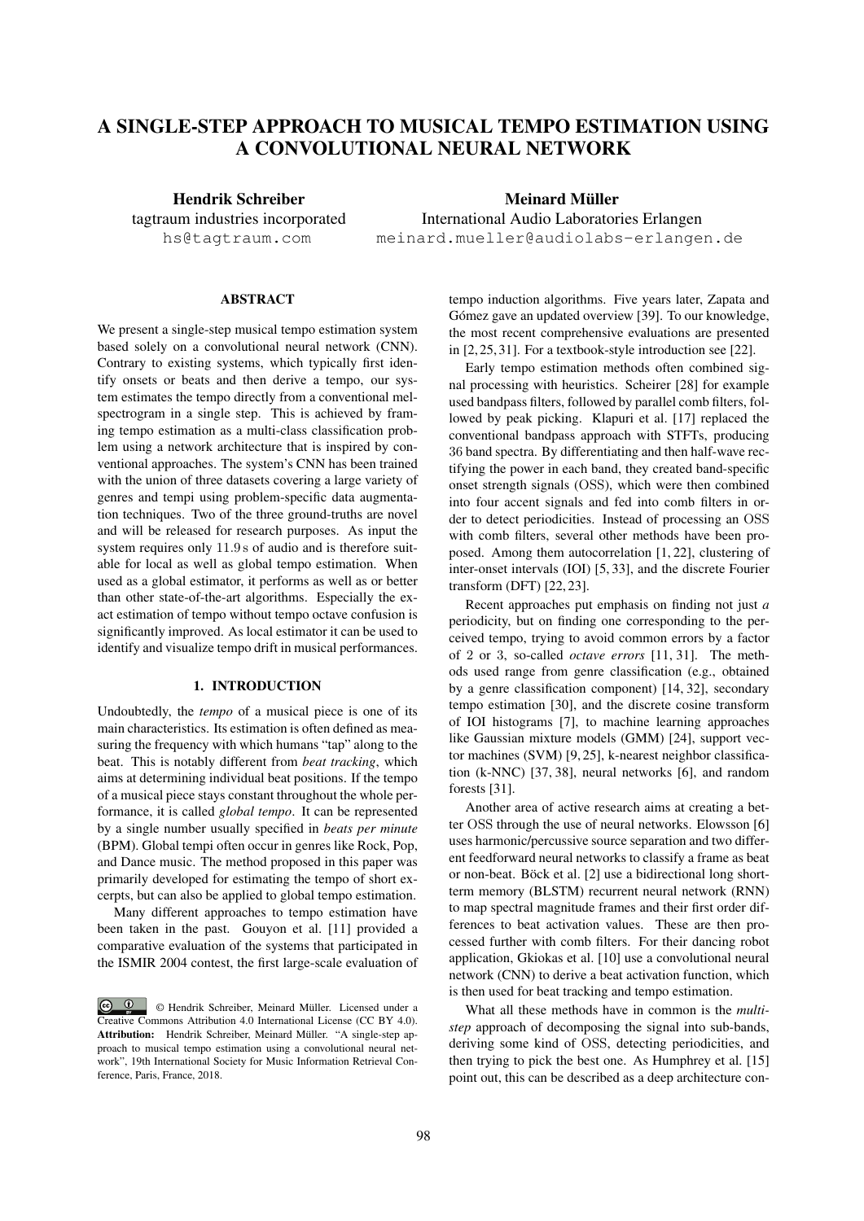# A SINGLE-STEP APPROACH TO MUSICAL TEMPO ESTIMATION USING A CONVOLUTIONAL NEURAL NETWORK

**Hendrik Schreiber**
tagtraum industries incorporated
hs@tagtraum.com

**Meinard Müller**
International Audio Laboratories Erlangen
meinard.mueller@audiolabs-erlangen.de

## ABSTRACT

We present a single-step musical tempo estimation system based solely on a convolutional neural network (CNN). Contrary to existing systems, which typically first identify onsets or beats and then derive a tempo, our system estimates the tempo directly from a conventional mel-spectrogram in a single step. This is achieved by framing tempo estimation as a multi-class classification problem using a network architecture that is inspired by conventional approaches. The system's CNN has been trained with the union of three datasets covering a large variety of genres and tempi using problem-specific data augmentation techniques. Two of the three ground-truths are novel and will be released for research purposes. As input the system requires only 11.9 s of audio and is therefore suitable for local as well as global tempo estimation. When used as a global estimator, it performs as well as or better than other state-of-the-art algorithms. Especially the exact estimation of tempo without tempo octave confusion is significantly improved. As local estimator it can be used to identify and visualize tempo drift in musical performances.

## 1. INTRODUCTION

Undoubtedly, the *tempo* of a musical piece is one of its main characteristics. Its estimation is often defined as measuring the frequency with which humans "tap" along to the beat. This is notably different from *beat tracking*, which aims at determining individual beat positions. If the tempo of a musical piece stays constant throughout the whole performance, it is called *global tempo*. It can be represented by a single number usually specified in *beats per minute* (BPM). Global tempi often occur in genres like Rock, Pop, and Dance music. The method proposed in this paper was primarily developed for estimating the tempo of short excerpts, but can also be applied to global tempo estimation.

Many different approaches to tempo estimation have been taken in the past. Gouyon et al. [11] provided a comparative evaluation of the systems that participated in the ISMIR 2004 contest, the first large-scale evaluation of tempo induction algorithms. Five years later, Zapata and Gómez gave an updated overview [39]. To our knowledge, the most recent comprehensive evaluations are presented in [2, 25, 31]. For a textbook-style introduction see [22].

Early tempo estimation methods often combined signal processing with heuristics. Scheirer [28] for example used bandpass filters, followed by parallel comb filters, followed by peak picking. Klapuri et al. [17] replaced the conventional bandpass approach with STFTs, producing 36 band spectra. By differentiating and then half-wave rectifying the power in each band, they created band-specific onset strength signals (OSS), which were then combined into four accent signals and fed into comb filters in order to detect periodicities. Instead of processing an OSS with comb filters, several other methods have been proposed. Among them autocorrelation [1, 22], clustering of inter-onset intervals (IOI) [5, 33], and the discrete Fourier transform (DFT) [22, 23].

Recent approaches put emphasis on finding not just *a* periodicity, but on finding one corresponding to the perceived tempo, trying to avoid common errors by a factor of 2 or 3, so-called *octave errors* [11, 31]. The methods used range from genre classification (e.g., obtained by a genre classification component) [14, 32], secondary tempo estimation [30], and the discrete cosine transform of IOI histograms [7], to machine learning approaches like Gaussian mixture models (GMM) [24], support vector machines (SVM) [9, 25], k-nearest neighbor classification (k-NNC) [37, 38], neural networks [6], and random forests [31].

Another area of active research aims at creating a better OSS through the use of neural networks. Elowsson [6] uses harmonic/percussive source separation and two different feedforward neural networks to classify a frame as beat or non-beat. Böck et al. [2] use a bidirectional long short-term memory (BLSTM) recurrent neural network (RNN) to map spectral magnitude frames and their first order differences to beat activation values. These are then processed further with comb filters. For their dancing robot application, Gkiokas et al. [10] use a convolutional neural network (CNN) to derive a beat activation function, which is then used for beat tracking and tempo estimation.

What all these methods have in common is the *multi-step* approach of decomposing the signal into sub-bands, deriving some kind of OSS, detecting periodicities, and then trying to pick the best one. As Humphrey et al. [15] point out, this can be described as a deep architecture con-

© Hendrik Schreiber, Meinard Müller. Licensed under a Creative Commons Attribution 4.0 International License (CC BY 4.0). **Attribution:** Hendrik Schreiber, Meinard Müller. "A single-step approach to musical tempo estimation using a convolutional neural network", 19th International Society for Music Information Retrieval Conference, Paris, France, 2018.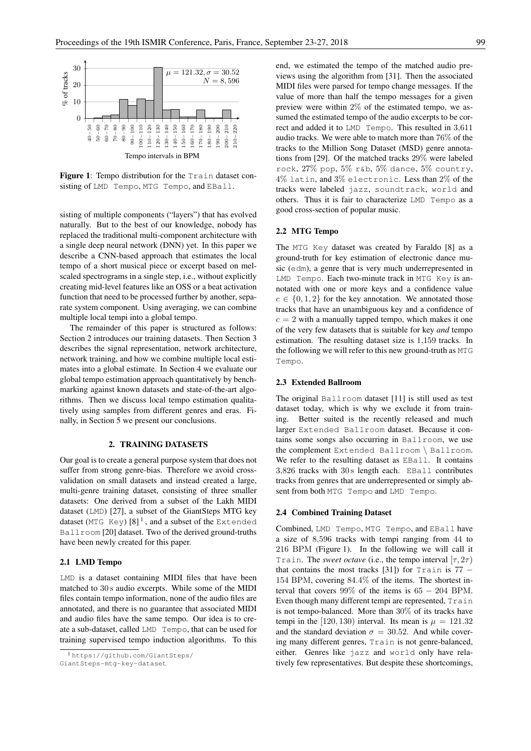**Figure 1**: Tempo distribution for the Train dataset consisting of LMD Tempo, MTG Tempo, and EBall.

sisting of multiple components ("layers") that has evolved naturally. But to the best of our knowledge, nobody has replaced the traditional multi-component architecture with a single deep neural network (DNN) yet. In this paper we describe a CNN-based approach that estimates the local tempo of a short musical piece or excerpt based on mel-scaled spectrograms in a single step, i.e., without explicitly creating mid-level features like an OSS or a beat activation function that need to be processed further by another, separate system component. Using averaging, we can combine multiple local tempi into a global tempo.

The remainder of this paper is structured as follows: Section 2 introduces our training datasets. Then Section 3 describes the signal representation, network architecture, network training, and how we combine multiple local estimates into a global estimate. In Section 4 we evaluate our global tempo estimation approach quantitatively by benchmarking against known datasets and state-of-the-art algorithms. Then we discuss local tempo estimation qualitatively using samples from different genres and eras. Finally, in Section 5 we present our conclusions.

## 2. TRAINING DATASETS

Our goal is to create a general purpose system that does not suffer from strong genre-bias. Therefore we avoid cross-validation on small datasets and instead created a large, multi-genre training dataset, consisting of three smaller datasets: One derived from a subset of the Lakh MIDI dataset (LMD) [27], a subset of the GiantSteps MTG key dataset (MTG Key) [8] [1], and a subset of the Extended Ballroom [20] dataset. Two of the derived ground-truths have been newly created for this paper.

### 2.1 LMD Tempo

LMD is a dataset containing MIDI files that have been matched to 30 s audio excerpts. While some of the MIDI files contain tempo information, none of the audio files are annotated, and there is no guarantee that associated MIDI and audio files have the same tempo. Our idea is to create a sub-dataset, called LMD Tempo, that can be used for training supervised tempo induction algorithms. To this end, we estimated the tempo of the matched audio previews using the algorithm from [31]. Then the associated MIDI files were parsed for tempo change messages. If the value of more than half the tempo messages for a given preview were within 2% of the estimated tempo, we assumed the estimated tempo of the audio excerpts to be correct and added it to LMD Tempo. This resulted in 3,611 audio tracks. We were able to match more than 76% of the tracks to the Million Song Dataset (MSD) genre annotations from [29]. Of the matched tracks 29% were labeled rock, 27% pop, 5% r&b, 5% dance, 5% country, 4% latin, and 3% electronic. Less than 2% of the tracks were labeled jazz, soundtrack, world and others. Thus it is fair to characterize LMD Tempo as a good cross-section of popular music.

### 2.2 MTG Tempo

The MTG Key dataset was created by Faraldo [8] as a ground-truth for key estimation of electronic dance music (edm), a genre that is very much underrepresented in LMD Tempo. Each two-minute track in MTG Key is annotated with one or more keys and a confidence value $c \in \{0, 1, 2\}$ for the key annotation. We annotated those tracks that have an unambiguous key and a confidence of $c = 2$ with a manually tapped tempo, which makes it one of the very few datasets that is suitable for key *and* tempo estimation. The resulting dataset size is 1,159 tracks. In the following we will refer to this new ground-truth as MTG Tempo.

### 2.3 Extended Ballroom

The original Ballroom dataset [11] is still used as test dataset today, which is why we exclude it from training. Better suited is the recently released and much larger Extended Ballroom dataset. Because it contains some songs also occurring in Ballroom, we use the complement Extended Ballroom $\setminus$ Ballroom. We refer to the resulting dataset as EBall. It contains 3,826 tracks with 30 s length each. EBall contributes tracks from genres that are underrepresented or simply absent from both MTG Tempo and LMD Tempo.

### 2.4 Combined Training Dataset

Combined, LMD Tempo, MTG Tempo, and EBall have a size of 8,596 tracks with tempi ranging from 44 to 216 BPM (Figure 1). In the following we will call it Train. The *sweet octave* (i.e., the tempo interval $[\tau, 2\tau)$ that contains the most tracks [31]) for Train is 77 − 154 BPM, covering 84.4% of the items. The shortest interval that covers 99% of the items is 65 − 204 BPM. Even though many different tempi are represented, Train is not tempo-balanced. More than 30% of its tracks have tempi in the $[120, 130)$ interval. Its mean is $\mu = 121.32$ and the standard deviation $\sigma = 30.52$. And while covering many different genres, Train is not genre-balanced, either. Genres like jazz and world only have relatively few representatives. But despite these shortcomings,

[1] https://github.com/GiantSteps/GiantSteps-mtg-key-dataset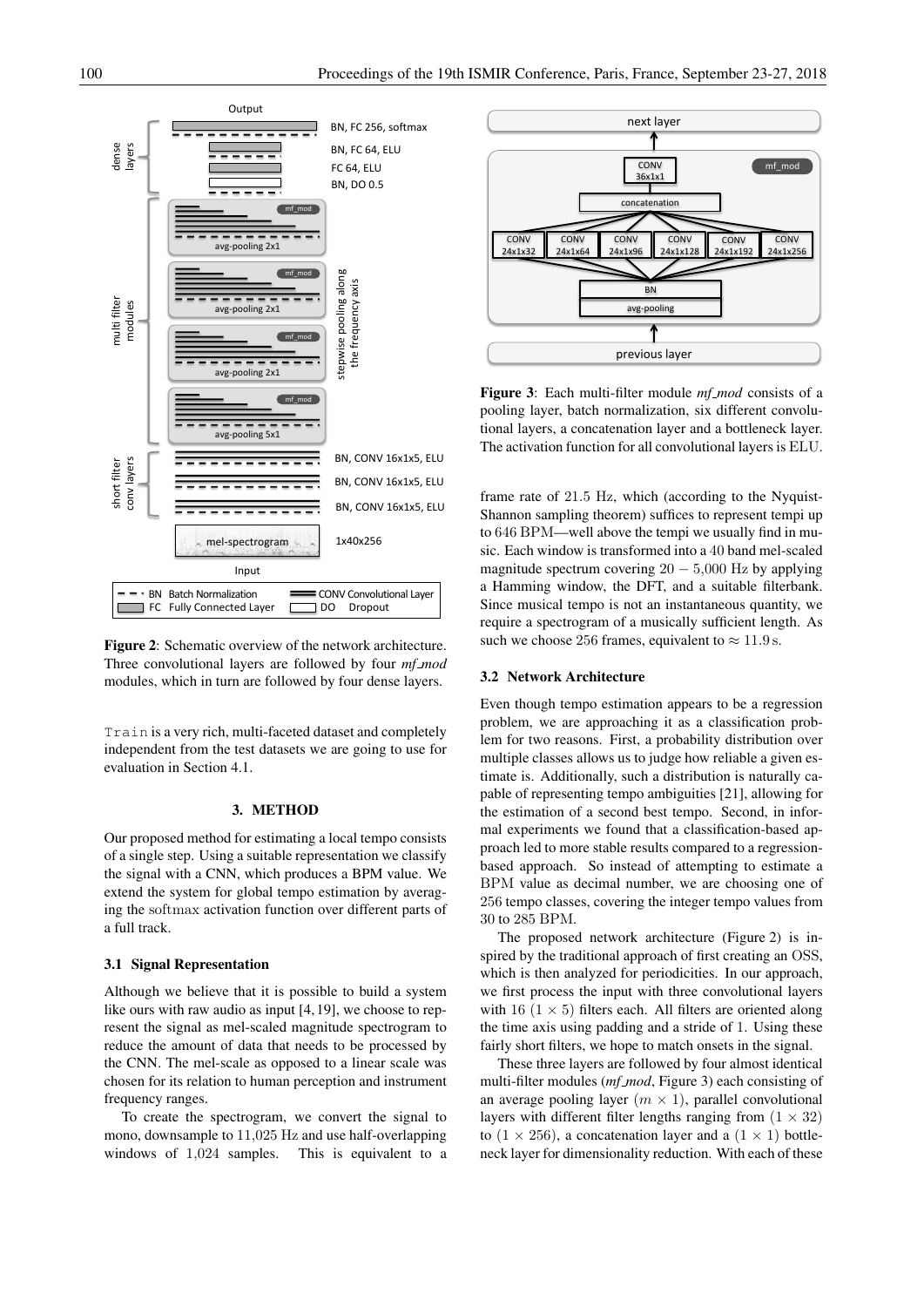Figure 2: Schematic overview of the network architecture. Three convolutional layers are followed by four *mf_mod* modules, which in turn are followed by four dense layers.

Train is a very rich, multi-faceted dataset and completely independent from the test datasets we are going to use for evaluation in Section 4.1.

## 3. METHOD

Our proposed method for estimating a local tempo consists of a single step. Using a suitable representation we classify the signal with a CNN, which produces a BPM value. We extend the system for global tempo estimation by averaging the softmax activation function over different parts of a full track.

### 3.1 Signal Representation

Although we believe that it is possible to build a system like ours with raw audio as input [4, 19], we choose to represent the signal as mel-scaled magnitude spectrogram to reduce the amount of data that needs to be processed by the CNN. The mel-scale as opposed to a linear scale was chosen for its relation to human perception and instrument frequency ranges.

To create the spectrogram, we convert the signal to mono, downsample to $11{,}025$ Hz and use half-overlapping windows of $1{,}024$ samples. This is equivalent to a frame rate of $21.5$ Hz, which (according to the Nyquist-Shannon sampling theorem) suffices to represent tempi up to $646$ BPM—well above the tempi we usually find in music. Each window is transformed into a $40$ band mel-scaled magnitude spectrum covering $20-5{,}000$ Hz by applying a Hamming window, the DFT, and a suitable filterbank. Since musical tempo is not an instantaneous quantity, we require a spectrogram of a musically sufficient length. As such we choose $256$ frames, equivalent to $\approx 11.9$ s.

Figure 3: Each multi-filter module *mf_mod* consists of a pooling layer, batch normalization, six different convolutional layers, a concatenation layer and a bottleneck layer. The activation function for all convolutional layers is ELU.

### 3.2 Network Architecture

Even though tempo estimation appears to be a regression problem, we are approaching it as a classification problem for two reasons. First, a probability distribution over multiple classes allows us to judge how reliable a given estimate is. Additionally, such a distribution is naturally capable of representing tempo ambiguities [21], allowing for the estimation of a second best tempo. Second, in informal experiments we found that a classification-based approach led to more stable results compared to a regression-based approach. So instead of attempting to estimate a BPM value as decimal number, we are choosing one of $256$ tempo classes, covering the integer tempo values from $30$ to $285$ BPM.

The proposed network architecture (Figure 2) is inspired by the traditional approach of first creating an OSS, which is then analyzed for periodicities. In our approach, we first process the input with three convolutional layers with $16$ $(1 \times 5)$ filters each. All filters are oriented along the time axis using padding and a stride of $1$. Using these fairly short filters, we hope to match onsets in the signal.

These three layers are followed by four almost identical multi-filter modules (*mf_mod*, Figure 3) each consisting of an average pooling layer $(m \times 1)$, parallel convolutional layers with different filter lengths ranging from $(1 \times 32)$ to $(1 \times 256)$, a concatenation layer and a $(1 \times 1)$ bottleneck layer for dimensionality reduction. With each of these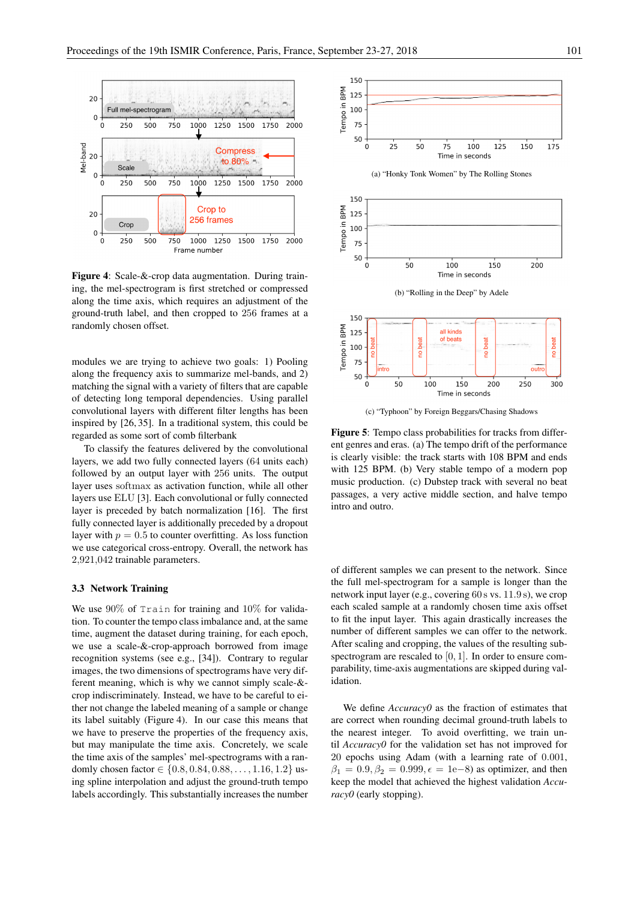**Figure 4**: Scale-&-crop data augmentation. During training, the mel-spectrogram is first stretched or compressed along the time axis, which requires an adjustment of the ground-truth label, and then cropped to 256 frames at a randomly chosen offset.

modules we are trying to achieve two goals: 1) Pooling along the frequency axis to summarize mel-bands, and 2) matching the signal with a variety of filters that are capable of detecting long temporal dependencies. Using parallel convolutional layers with different filter lengths has been inspired by [26, 35]. In a traditional system, this could be regarded as some sort of comb filterbank

To classify the features delivered by the convolutional layers, we add two fully connected layers (64 units each) followed by an output layer with 256 units. The output layer uses softmax as activation function, while all other layers use ELU [3]. Each convolutional or fully connected layer is preceded by batch normalization [16]. The first fully connected layer is additionally preceded by a dropout layer with $p = 0.5$ to counter overfitting. As loss function we use categorical cross-entropy. Overall, the network has 2,921,042 trainable parameters.

### 3.3 Network Training

We use 90% of `Train` for training and 10% for validation. To counter the tempo class imbalance and, at the same time, augment the dataset during training, for each epoch, we use a scale-&-crop-approach borrowed from image recognition systems (see e.g., [34]). Contrary to regular images, the two dimensions of spectrograms have very different meaning, which is why we cannot simply scale-&-crop indiscriminately. Instead, we have to be careful to either not change the labeled meaning of a sample or change its label suitably (Figure 4). In our case this means that we have to preserve the properties of the frequency axis, but may manipulate the time axis. Concretely, we scale the time axis of the samples' mel-spectrograms with a randomly chosen factor $\in \{0.8, 0.84, 0.88, \ldots, 1.16, 1.2\}$ using spline interpolation and adjust the ground-truth tempo labels accordingly. This substantially increases the number of different samples we can present to the network. Since the full mel-spectrogram for a sample is longer than the network input layer (e.g., covering 60 s vs. 11.9 s), we crop each scaled sample at a randomly chosen time axis offset to fit the input layer. This again drastically increases the number of different samples we can offer to the network. After scaling and cropping, the values of the resulting sub-spectrogram are rescaled to $[0, 1]$. In order to ensure comparability, time-axis augmentations are skipped during validation.

(a) "Honky Tonk Women" by The Rolling Stones

(b) "Rolling in the Deep" by Adele

(c) "Typhoon" by Foreign Beggars/Chasing Shadows

**Figure 5**: Tempo class probabilities for tracks from different genres and eras. (a) The tempo drift of the performance is clearly visible: the track starts with 108 BPM and ends with 125 BPM. (b) Very stable tempo of a modern pop music production. (c) Dubstep track with several no beat passages, a very active middle section, and halve tempo intro and outro.

We define *Accuracy0* as the fraction of estimates that are correct when rounding decimal ground-truth labels to the nearest integer. To avoid overfitting, we train until *Accuracy0* for the validation set has not improved for 20 epochs using Adam (with a learning rate of 0.001, $\beta_1 = 0.9, \beta_2 = 0.999, \epsilon = 1\text{e}{-8}$) as optimizer, and then keep the model that achieved the highest validation *Accuracy0* (early stopping).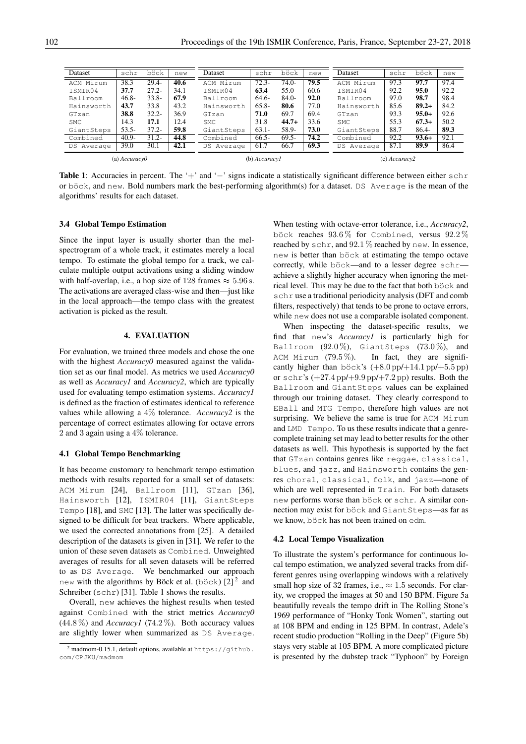| Dataset | schr | böck | new |
|---|---|---|---|
| ACM Mirum | 38.3 | 29.4- | **40.6** |
| ISMIR04 | **37.7** | 27.2- | 34.1 |
| Ballroom | 46.8- | 33.8- | **67.9** |
| Hainsworth | **43.7** | 33.8 | 43.2 |
| GTzan | **38.8** | 32.2- | 36.9 |
| SMC | 14.3 | **17.1** | 12.4 |
| GiantSteps | 53.5- | 37.2- | **59.8** |
| Combined | 40.9- | 31.2- | **44.8** |
| DS Average | 39.0 | 30.1 | **42.1** |

(a) *Accuracy0*

| Dataset | schr | böck | new |
|---|---|---|---|
| ACM Mirum | 72.3- | 74.0- | **79.5** |
| ISMIR04 | **63.4** | 55.0 | 60.6 |
| Ballroom | 64.6- | 84.0- | **92.0** |
| Hainsworth | 65.8- | **80.6** | 77.0 |
| GTzan | **71.0** | 69.7 | 69.4 |
| SMC | 31.8 | **44.7+** | 33.6 |
| GiantSteps | 63.1- | 58.9- | **73.0** |
| Combined | 66.5- | 69.5- | **74.2** |
| DS Average | 61.7 | 66.7 | **69.3** |

(b) *Accuracy1*

| Dataset | schr | böck | new |
|---|---|---|---|
| ACM Mirum | 97.3 | **97.7** | 97.4 |
| ISMIR04 | 92.2 | **95.0** | 92.2 |
| Ballroom | 97.0 | **98.7** | 98.4 |
| Hainsworth | 85.6 | **89.2+** | 84.2 |
| GTzan | 93.3 | **95.0+** | 92.6 |
| SMC | 55.3 | **67.3+** | 50.2 |
| GiantSteps | 88.7 | 86.4- | **89.3** |
| Combined | 92.2 | **93.6+** | 92.1 |
| DS Average | 87.1 | **89.9** | 86.4 |

(c) *Accuracy2*

**Table 1**: Accuracies in percent. The '+' and '−' signs indicate a statistically significant difference between either schr or böck, and new. Bold numbers mark the best-performing algorithm(s) for a dataset. DS Average is the mean of the algorithms' results for each dataset.

### 3.4 Global Tempo Estimation

Since the input layer is usually shorter than the mel-spectrogram of a whole track, it estimates merely a local tempo. To estimate the global tempo for a track, we calculate multiple output activations using a sliding window with half-overlap, i.e., a hop size of 128 frames $\approx 5.96$ s. The activations are averaged class-wise and then—just like in the local approach—the tempo class with the greatest activation is picked as the result.

## 4. EVALUATION

For evaluation, we trained three models and chose the one with the highest *Accuracy0* measured against the validation set as our final model. As metrics we used *Accuracy0* as well as *Accuracy1* and *Accuracy2*, which are typically used for evaluating tempo estimation systems. *Accuracy1* is defined as the fraction of estimates identical to reference values while allowing a 4% tolerance. *Accuracy2* is the percentage of correct estimates allowing for octave errors 2 and 3 again using a 4% tolerance.

### 4.1 Global Tempo Benchmarking

It has become customary to benchmark tempo estimation methods with results reported for a small set of datasets: ACM Mirum [24], Ballroom [11], GTzan [36], Hainsworth [12], ISMIR04 [11], GiantSteps Tempo [18], and SMC [13]. The latter was specifically designed to be difficult for beat trackers. Where applicable, we used the corrected annotations from [25]. A detailed description of the datasets is given in [31]. We refer to the union of these seven datasets as Combined. Unweighted averages of results for all seven datasets will be referred to as DS Average. We benchmarked our approach new with the algorithms by Böck et al. (böck) [2] [2] and Schreiber (schr) [31]. Table 1 shows the results.

Overall, new achieves the highest results when tested against Combined with the strict metrics *Accuracy0* (44.8 %) and *Accuracy1* (74.2 %). Both accuracy values are slightly lower when summarized as DS Average. When testing with octave-error tolerance, i.e., *Accuracy2*, böck reaches 93.6 % for Combined, versus 92.2 % reached by schr, and 92.1 % reached by new. In essence, new is better than böck at estimating the tempo octave correctly, while böck—and to a lesser degree schr—achieve a slightly higher accuracy when ignoring the metrical level. This may be due to the fact that both böck and schr use a traditional periodicity analysis (DFT and comb filters, respectively) that tends to be prone to octave errors, while new does not use a comparable isolated component.

When inspecting the dataset-specific results, we find that new's *Accuracy1* is particularly high for Ballroom (92.0 %), GiantSteps (73.0 %), and ACM Mirum (79.5 %). In fact, they are significantly higher than böck's (+8.0 pp/+14.1 pp/+5.5 pp) or schr's (+27.4 pp/+9.9 pp/+7.2 pp) results. Both the Ballroom and GiantSteps values can be explained through our training dataset. They clearly correspond to EBall and MTG Tempo, therefore high values are not surprising. We believe the same is true for ACM Mirum and LMD Tempo. To us these results indicate that a genre-complete training set may lead to better results for the other datasets as well. This hypothesis is supported by the fact that GTzan contains genres like reggae, classical, blues, and jazz, and Hainsworth contains the genres choral, classical, folk, and jazz—none of which are well represented in Train. For both datasets new performs worse than böck or schr. A similar connection may exist for böck and GiantSteps—as far as we know, böck has not been trained on edm.

### 4.2 Local Tempo Visualization

To illustrate the system's performance for continuous local tempo estimation, we analyzed several tracks from different genres using overlapping windows with a relatively small hop size of 32 frames, i.e., $\approx 1.5$ seconds. For clarity, we cropped the images at 50 and 150 BPM. Figure 5a beautifully reveals the tempo drift in The Rolling Stone's 1969 performance of "Honky Tonk Women", starting out at 108 BPM and ending in 125 BPM. In contrast, Adele's recent studio production "Rolling in the Deep" (Figure 5b) stays very stable at 105 BPM. A more complicated picture is presented by the dubstep track "Typhoon" by Foreign

[2] madmom-0.15.1, default options, available at https://github.com/CPJKU/madmom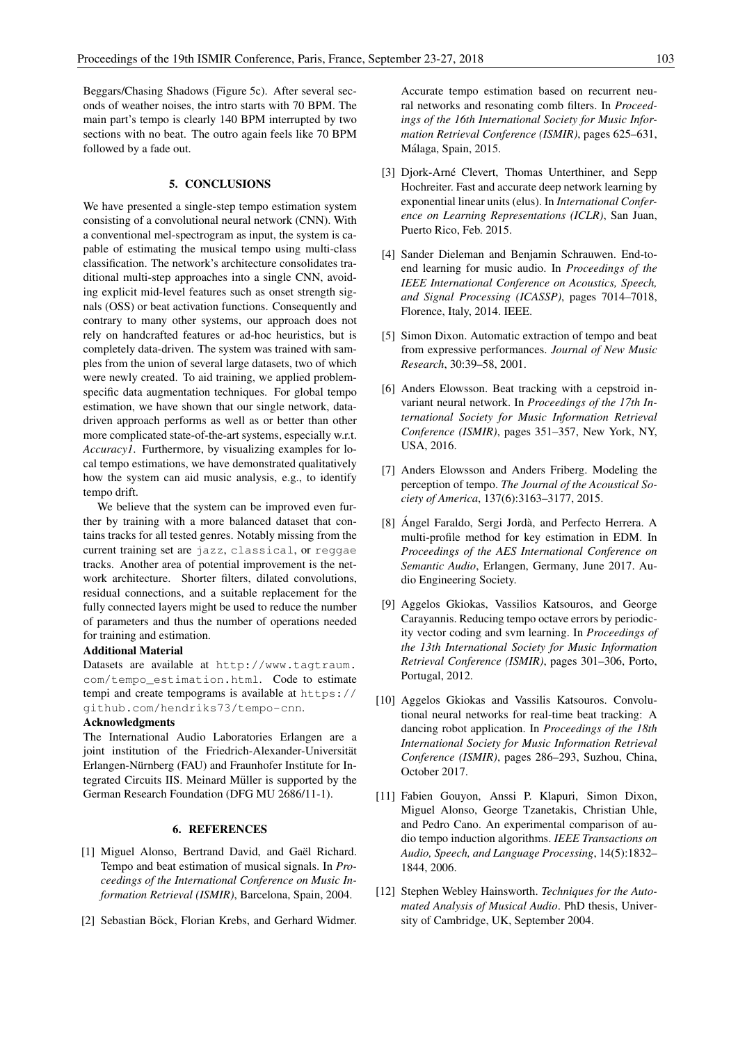Beggars/Chasing Shadows (Figure 5c). After several seconds of weather noises, the intro starts with 70 BPM. The main part's tempo is clearly 140 BPM interrupted by two sections with no beat. The outro again feels like 70 BPM followed by a fade out.

## 5. CONCLUSIONS

We have presented a single-step tempo estimation system consisting of a convolutional neural network (CNN). With a conventional mel-spectrogram as input, the system is capable of estimating the musical tempo using multi-class classification. The network's architecture consolidates traditional multi-step approaches into a single CNN, avoiding explicit mid-level features such as onset strength signals (OSS) or beat activation functions. Consequently and contrary to many other systems, our approach does not rely on handcrafted features or ad-hoc heuristics, but is completely data-driven. The system was trained with samples from the union of several large datasets, two of which were newly created. To aid training, we applied problem-specific data augmentation techniques. For global tempo estimation, we have shown that our single network, data-driven approach performs as well as or better than other more complicated state-of-the-art systems, especially w.r.t. *Accuracy1*. Furthermore, by visualizing examples for local tempo estimations, we have demonstrated qualitatively how the system can aid music analysis, e.g., to identify tempo drift.

We believe that the system can be improved even further by training with a more balanced dataset that contains tracks for all tested genres. Notably missing from the current training set are `jazz`, `classical`, or `reggae` tracks. Another area of potential improvement is the network architecture. Shorter filters, dilated convolutions, residual connections, and a suitable replacement for the fully connected layers might be used to reduce the number of parameters and thus the number of operations needed for training and estimation.

**Additional Material**

Datasets are available at `http://www.tagtraum.com/tempo_estimation.html`. Code to estimate tempi and create tempograms is available at `https://github.com/hendriks73/tempo-cnn`.

**Acknowledgments**

The International Audio Laboratories Erlangen are a joint institution of the Friedrich-Alexander-Universität Erlangen-Nürnberg (FAU) and Fraunhofer Institute for Integrated Circuits IIS. Meinard Müller is supported by the German Research Foundation (DFG MU 2686/11-1).

## 6. REFERENCES

[1] Miguel Alonso, Bertrand David, and Gaël Richard. Tempo and beat estimation of musical signals. In *Proceedings of the International Conference on Music Information Retrieval (ISMIR)*, Barcelona, Spain, 2004.

[2] Sebastian Böck, Florian Krebs, and Gerhard Widmer. Accurate tempo estimation based on recurrent neural networks and resonating comb filters. In *Proceedings of the 16th International Society for Music Information Retrieval Conference (ISMIR)*, pages 625–631, Málaga, Spain, 2015.

[3] Djork-Arné Clevert, Thomas Unterthiner, and Sepp Hochreiter. Fast and accurate deep network learning by exponential linear units (elus). In *International Conference on Learning Representations (ICLR)*, San Juan, Puerto Rico, Feb. 2015.

[4] Sander Dieleman and Benjamin Schrauwen. End-to-end learning for music audio. In *Proceedings of the IEEE International Conference on Acoustics, Speech, and Signal Processing (ICASSP)*, pages 7014–7018, Florence, Italy, 2014. IEEE.

[5] Simon Dixon. Automatic extraction of tempo and beat from expressive performances. *Journal of New Music Research*, 30:39–58, 2001.

[6] Anders Elowsson. Beat tracking with a cepstroid invariant neural network. In *Proceedings of the 17th International Society for Music Information Retrieval Conference (ISMIR)*, pages 351–357, New York, NY, USA, 2016.

[7] Anders Elowsson and Anders Friberg. Modeling the perception of tempo. *The Journal of the Acoustical Society of America*, 137(6):3163–3177, 2015.

[8] Ángel Faraldo, Sergi Jordà, and Perfecto Herrera. A multi-profile method for key estimation in EDM. In *Proceedings of the AES International Conference on Semantic Audio*, Erlangen, Germany, June 2017. Audio Engineering Society.

[9] Aggelos Gkiokas, Vassilios Katsouros, and George Carayannis. Reducing tempo octave errors by periodicity vector coding and svm learning. In *Proceedings of the 13th International Society for Music Information Retrieval Conference (ISMIR)*, pages 301–306, Porto, Portugal, 2012.

[10] Aggelos Gkiokas and Vassilis Katsouros. Convolutional neural networks for real-time beat tracking: A dancing robot application. In *Proceedings of the 18th International Society for Music Information Retrieval Conference (ISMIR)*, pages 286–293, Suzhou, China, October 2017.

[11] Fabien Gouyon, Anssi P. Klapuri, Simon Dixon, Miguel Alonso, George Tzanetakis, Christian Uhle, and Pedro Cano. An experimental comparison of audio tempo induction algorithms. *IEEE Transactions on Audio, Speech, and Language Processing*, 14(5):1832–1844, 2006.

[12] Stephen Webley Hainsworth. *Techniques for the Automated Analysis of Musical Audio*. PhD thesis, University of Cambridge, UK, September 2004.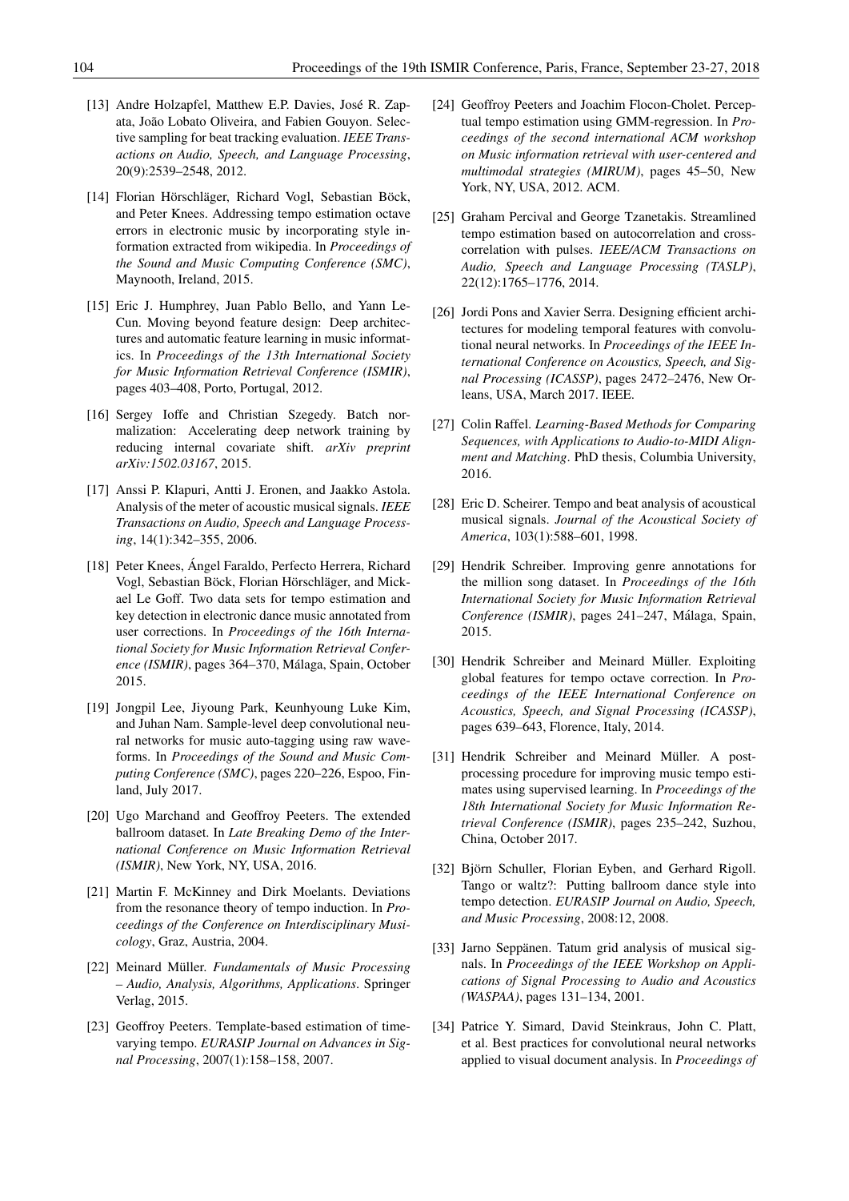[13] Andre Holzapfel, Matthew E.P. Davies, José R. Zapata, João Lobato Oliveira, and Fabien Gouyon. Selective sampling for beat tracking evaluation. *IEEE Transactions on Audio, Speech, and Language Processing*, 20(9):2539–2548, 2012.

[14] Florian Hörschläger, Richard Vogl, Sebastian Böck, and Peter Knees. Addressing tempo estimation octave errors in electronic music by incorporating style information extracted from wikipedia. In *Proceedings of the Sound and Music Computing Conference (SMC)*, Maynooth, Ireland, 2015.

[15] Eric J. Humphrey, Juan Pablo Bello, and Yann LeCun. Moving beyond feature design: Deep architectures and automatic feature learning in music informatics. In *Proceedings of the 13th International Society for Music Information Retrieval Conference (ISMIR)*, pages 403–408, Porto, Portugal, 2012.

[16] Sergey Ioffe and Christian Szegedy. Batch normalization: Accelerating deep network training by reducing internal covariate shift. *arXiv preprint arXiv:1502.03167*, 2015.

[17] Anssi P. Klapuri, Antti J. Eronen, and Jaakko Astola. Analysis of the meter of acoustic musical signals. *IEEE Transactions on Audio, Speech and Language Processing*, 14(1):342–355, 2006.

[18] Peter Knees, Ángel Faraldo, Perfecto Herrera, Richard Vogl, Sebastian Böck, Florian Hörschläger, and Mickael Le Goff. Two data sets for tempo estimation and key detection in electronic dance music annotated from user corrections. In *Proceedings of the 16th International Society for Music Information Retrieval Conference (ISMIR)*, pages 364–370, Málaga, Spain, October 2015.

[19] Jongpil Lee, Jiyoung Park, Keunhyoung Luke Kim, and Juhan Nam. Sample-level deep convolutional neural networks for music auto-tagging using raw waveforms. In *Proceedings of the Sound and Music Computing Conference (SMC)*, pages 220–226, Espoo, Finland, July 2017.

[20] Ugo Marchand and Geoffroy Peeters. The extended ballroom dataset. In *Late Breaking Demo of the International Conference on Music Information Retrieval (ISMIR)*, New York, NY, USA, 2016.

[21] Martin F. McKinney and Dirk Moelants. Deviations from the resonance theory of tempo induction. In *Proceedings of the Conference on Interdisciplinary Musicology*, Graz, Austria, 2004.

[22] Meinard Müller. *Fundamentals of Music Processing – Audio, Analysis, Algorithms, Applications*. Springer Verlag, 2015.

[23] Geoffroy Peeters. Template-based estimation of time-varying tempo. *EURASIP Journal on Advances in Signal Processing*, 2007(1):158–158, 2007.

[24] Geoffroy Peeters and Joachim Flocon-Cholet. Perceptual tempo estimation using GMM-regression. In *Proceedings of the second international ACM workshop on Music information retrieval with user-centered and multimodal strategies (MIRUM)*, pages 45–50, New York, NY, USA, 2012. ACM.

[25] Graham Percival and George Tzanetakis. Streamlined tempo estimation based on autocorrelation and cross-correlation with pulses. *IEEE/ACM Transactions on Audio, Speech and Language Processing (TASLP)*, 22(12):1765–1776, 2014.

[26] Jordi Pons and Xavier Serra. Designing efficient architectures for modeling temporal features with convolutional neural networks. In *Proceedings of the IEEE International Conference on Acoustics, Speech, and Signal Processing (ICASSP)*, pages 2472–2476, New Orleans, USA, March 2017. IEEE.

[27] Colin Raffel. *Learning-Based Methods for Comparing Sequences, with Applications to Audio-to-MIDI Alignment and Matching*. PhD thesis, Columbia University, 2016.

[28] Eric D. Scheirer. Tempo and beat analysis of acoustical musical signals. *Journal of the Acoustical Society of America*, 103(1):588–601, 1998.

[29] Hendrik Schreiber. Improving genre annotations for the million song dataset. In *Proceedings of the 16th International Society for Music Information Retrieval Conference (ISMIR)*, pages 241–247, Málaga, Spain, 2015.

[30] Hendrik Schreiber and Meinard Müller. Exploiting global features for tempo octave correction. In *Proceedings of the IEEE International Conference on Acoustics, Speech, and Signal Processing (ICASSP)*, pages 639–643, Florence, Italy, 2014.

[31] Hendrik Schreiber and Meinard Müller. A post-processing procedure for improving music tempo estimates using supervised learning. In *Proceedings of the 18th International Society for Music Information Retrieval Conference (ISMIR)*, pages 235–242, Suzhou, China, October 2017.

[32] Björn Schuller, Florian Eyben, and Gerhard Rigoll. Tango or waltz?: Putting ballroom dance style into tempo detection. *EURASIP Journal on Audio, Speech, and Music Processing*, 2008:12, 2008.

[33] Jarno Seppänen. Tatum grid analysis of musical signals. In *Proceedings of the IEEE Workshop on Applications of Signal Processing to Audio and Acoustics (WASPAA)*, pages 131–134, 2001.

[34] Patrice Y. Simard, David Steinkraus, John C. Platt, et al. Best practices for convolutional neural networks applied to visual document analysis. In *Proceedings of*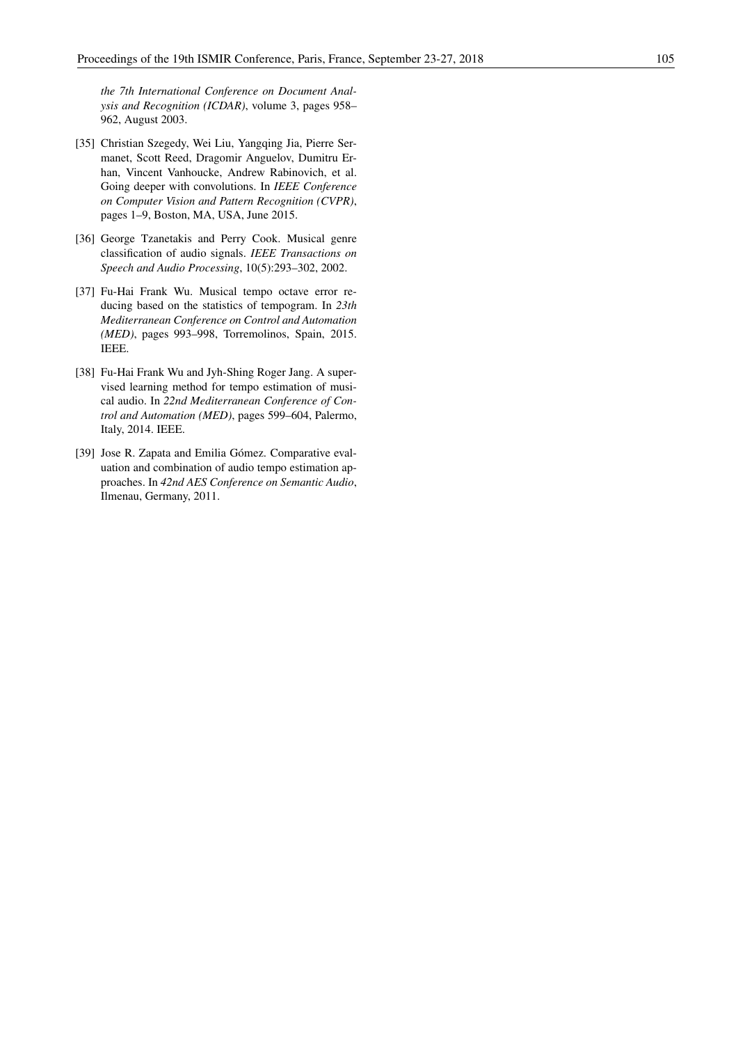*the 7th International Conference on Document Analysis and Recognition (ICDAR)*, volume 3, pages 958–962, August 2003.

[35] Christian Szegedy, Wei Liu, Yangqing Jia, Pierre Sermanet, Scott Reed, Dragomir Anguelov, Dumitru Erhan, Vincent Vanhoucke, Andrew Rabinovich, et al. Going deeper with convolutions. In *IEEE Conference on Computer Vision and Pattern Recognition (CVPR)*, pages 1–9, Boston, MA, USA, June 2015.

[36] George Tzanetakis and Perry Cook. Musical genre classification of audio signals. *IEEE Transactions on Speech and Audio Processing*, 10(5):293–302, 2002.

[37] Fu-Hai Frank Wu. Musical tempo octave error reducing based on the statistics of tempogram. In *23th Mediterranean Conference on Control and Automation (MED)*, pages 993–998, Torremolinos, Spain, 2015. IEEE.

[38] Fu-Hai Frank Wu and Jyh-Shing Roger Jang. A supervised learning method for tempo estimation of musical audio. In *22nd Mediterranean Conference of Control and Automation (MED)*, pages 599–604, Palermo, Italy, 2014. IEEE.

[39] Jose R. Zapata and Emilia Gómez. Comparative evaluation and combination of audio tempo estimation approaches. In *42nd AES Conference on Semantic Audio*, Ilmenau, Germany, 2011.